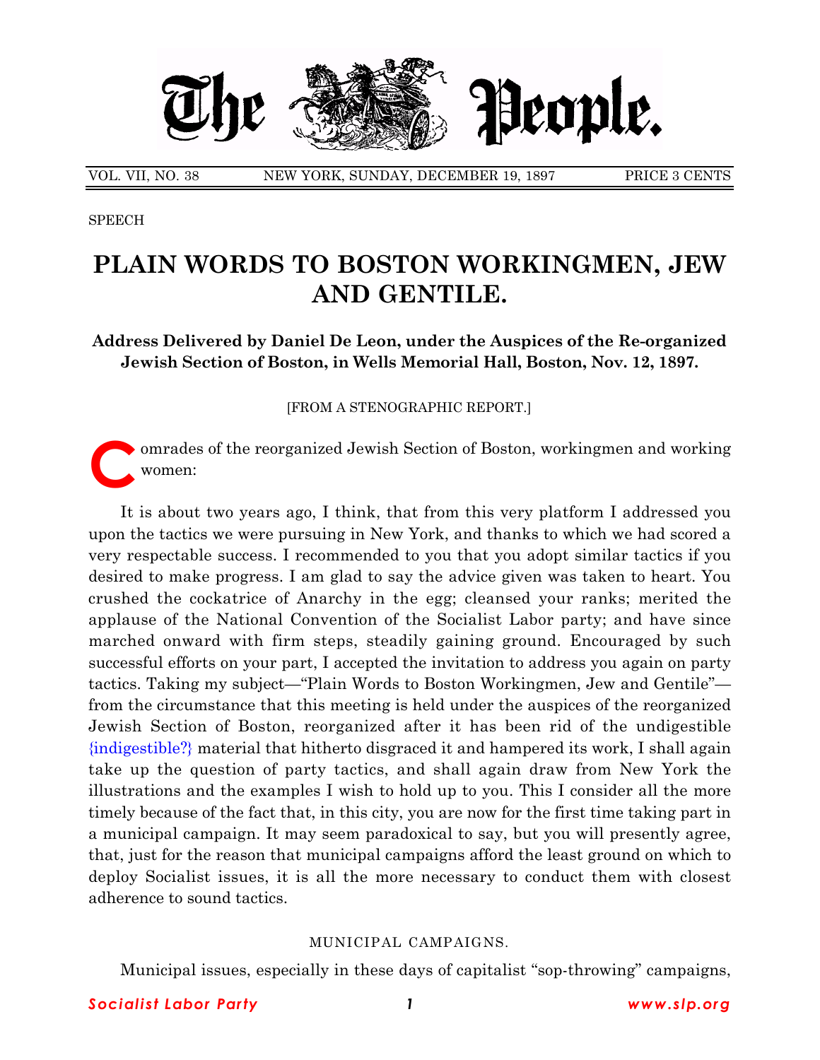VOL. VII, NO. 38 NEW YORK, SUNDAY, DECEMBER 19, 1897 PRICE 3 CENTS

SPEECH

# PLAIN WORDS TO BOSTON WORKINGMEN, JEW AND GENTILE.

**Address Delivered by Daniel De Leon, under the Auspices of the Re-organized Jewish Section of Boston, in Wells Memorial Hall, Boston, Nov. 12, 1897.**

[FROM A STENOGRAPHIC REPORT.]

Comrades of the reorganized Jewish Section of Boston, workingmen and working women:

It is about two years ago, I think, that from this very platform I addressed you upon the tactics we were pursuing in New York, and thanks to which we had scored a very respectable success. I recommended to you that you adopt similar tactics if you desired to make progress. I am glad to say the advice given was taken to heart. You crushed the cockatrice of Anarchy in the egg; cleansed your ranks; merited the applause of the National Convention of the Socialist Labor party; and have since marched onward with firm steps, steadily gaining ground. Encouraged by such successful efforts on your part, I accepted the invitation to address you again on party tactics. Taking my subject—"Plain Words to Boston Workingmen, Jew and Gentile"—from the circumstance that this meeting is held under the auspices of the reorganized Jewish Section of Boston, reorganized after it has been rid of the undigestible {indigestible?} material that hitherto disgraced it and hampered its work, I shall again take up the question of party tactics, and shall again draw from New York the illustrations and the examples I wish to hold up to you. This I consider all the more timely because of the fact that, in this city, you are now for the first time taking part in a municipal campaign. It may seem paradoxical to say, but you will presently agree, that, just for the reason that municipal campaigns afford the least ground on which to deploy Socialist issues, it is all the more necessary to conduct them with closest adherence to sound tactics.

## MUNICIPAL CAMPAIGNS.

Municipal issues, especially in these days of capitalist "sop-throwing" campaigns,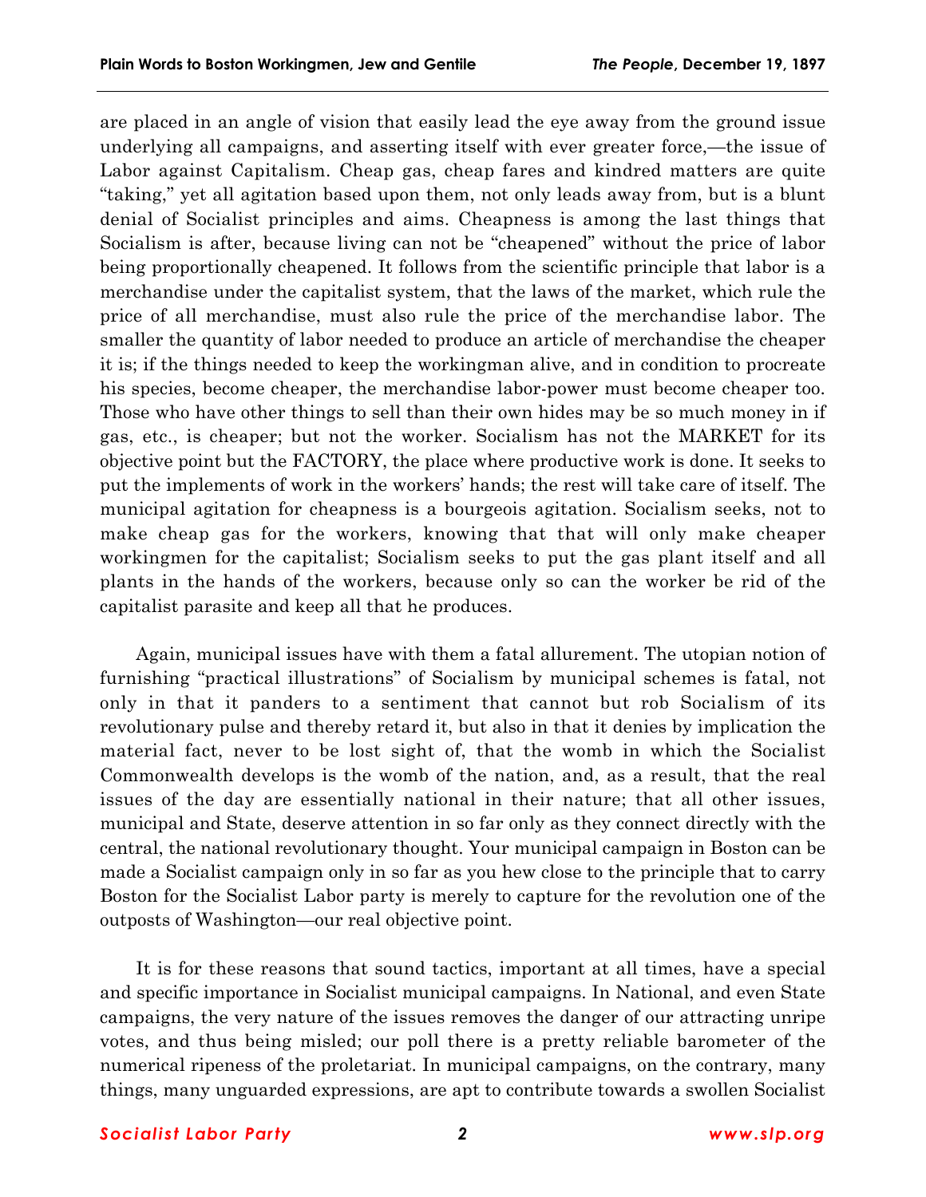are placed in an angle of vision that easily lead the eye away from the ground issue underlying all campaigns, and asserting itself with ever greater force,—the issue of Labor against Capitalism. Cheap gas, cheap fares and kindred matters are quite "taking," yet all agitation based upon them, not only leads away from, but is a blunt denial of Socialist principles and aims. Cheapness is among the last things that Socialism is after, because living can not be "cheapened" without the price of labor being proportionally cheapened. It follows from the scientific principle that labor is a merchandise under the capitalist system, that the laws of the market, which rule the price of all merchandise, must also rule the price of the merchandise labor. The smaller the quantity of labor needed to produce an article of merchandise the cheaper it is; if the things needed to keep the workingman alive, and in condition to procreate his species, become cheaper, the merchandise labor-power must become cheaper too. Those who have other things to sell than their own hides may be so much money in if gas, etc., is cheaper; but not the worker. Socialism has not the MARKET for its objective point but the FACTORY, the place where productive work is done. It seeks to put the implements of work in the workers' hands; the rest will take care of itself. The municipal agitation for cheapness is a bourgeois agitation. Socialism seeks, not to make cheap gas for the workers, knowing that that will only make cheaper workingmen for the capitalist; Socialism seeks to put the gas plant itself and all plants in the hands of the workers, because only so can the worker be rid of the capitalist parasite and keep all that he produces.

Again, municipal issues have with them a fatal allurement. The utopian notion of furnishing "practical illustrations" of Socialism by municipal schemes is fatal, not only in that it panders to a sentiment that cannot but rob Socialism of its revolutionary pulse and thereby retard it, but also in that it denies by implication the material fact, never to be lost sight of, that the womb in which the Socialist Commonwealth develops is the womb of the nation, and, as a result, that the real issues of the day are essentially national in their nature; that all other issues, municipal and State, deserve attention in so far only as they connect directly with the central, the national revolutionary thought. Your municipal campaign in Boston can be made a Socialist campaign only in so far as you hew close to the principle that to carry Boston for the Socialist Labor party is merely to capture for the revolution one of the outposts of Washington—our real objective point.

It is for these reasons that sound tactics, important at all times, have a special and specific importance in Socialist municipal campaigns. In National, and even State campaigns, the very nature of the issues removes the danger of our attracting unripe votes, and thus being misled; our poll there is a pretty reliable barometer of the numerical ripeness of the proletariat. In municipal campaigns, on the contrary, many things, many unguarded expressions, are apt to contribute towards a swollen Socialist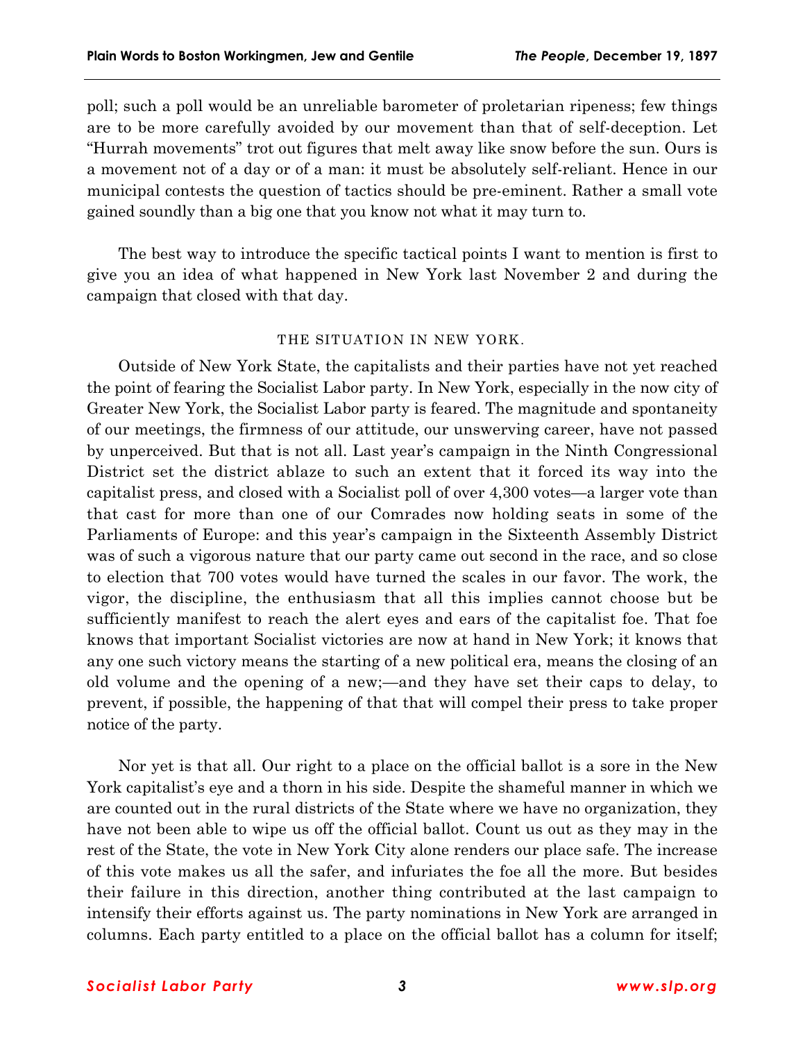poll; such a poll would be an unreliable barometer of proletarian ripeness; few things are to be more carefully avoided by our movement than that of self-deception. Let "Hurrah movements" trot out figures that melt away like snow before the sun. Ours is a movement not of a day or of a man: it must be absolutely self-reliant. Hence in our municipal contests the question of tactics should be pre-eminent. Rather a small vote gained soundly than a big one that you know not what it may turn to.

The best way to introduce the specific tactical points I want to mention is first to give you an idea of what happened in New York last November 2 and during the campaign that closed with that day.

### THE SITUATION IN NEW YORK.

Outside of New York State, the capitalists and their parties have not yet reached the point of fearing the Socialist Labor party. In New York, especially in the now city of Greater New York, the Socialist Labor party is feared. The magnitude and spontaneity of our meetings, the firmness of our attitude, our unswerving career, have not passed by unperceived. But that is not all. Last year's campaign in the Ninth Congressional District set the district ablaze to such an extent that it forced its way into the capitalist press, and closed with a Socialist poll of over 4,300 votes—a larger vote than that cast for more than one of our Comrades now holding seats in some of the Parliaments of Europe: and this year's campaign in the Sixteenth Assembly District was of such a vigorous nature that our party came out second in the race, and so close to election that 700 votes would have turned the scales in our favor. The work, the vigor, the discipline, the enthusiasm that all this implies cannot choose but be sufficiently manifest to reach the alert eyes and ears of the capitalist foe. That foe knows that important Socialist victories are now at hand in New York; it knows that any one such victory means the starting of a new political era, means the closing of an old volume and the opening of a new;—and they have set their caps to delay, to prevent, if possible, the happening of that that will compel their press to take proper notice of the party.

Nor yet is that all. Our right to a place on the official ballot is a sore in the New York capitalist's eye and a thorn in his side. Despite the shameful manner in which we are counted out in the rural districts of the State where we have no organization, they have not been able to wipe us off the official ballot. Count us out as they may in the rest of the State, the vote in New York City alone renders our place safe. The increase of this vote makes us all the safer, and infuriates the foe all the more. But besides their failure in this direction, another thing contributed at the last campaign to intensify their efforts against us. The party nominations in New York are arranged in columns. Each party entitled to a place on the official ballot has a column for itself;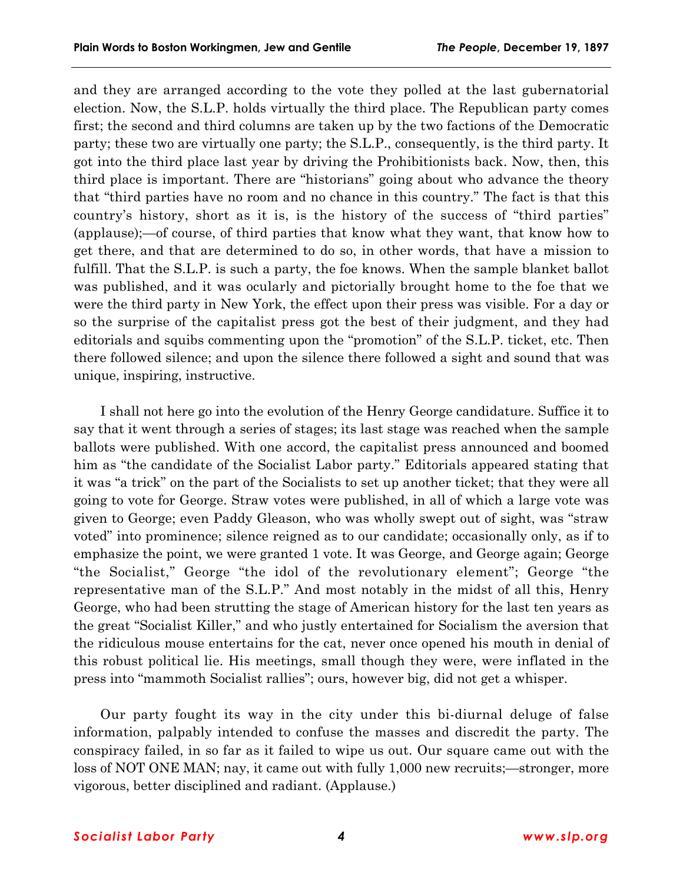and they are arranged according to the vote they polled at the last gubernatorial election. Now, the S.L.P. holds virtually the third place. The Republican party comes first; the second and third columns are taken up by the two factions of the Democratic party; these two are virtually one party; the S.L.P., consequently, is the third party. It got into the third place last year by driving the Prohibitionists back. Now, then, this third place is important. There are "historians" going about who advance the theory that "third parties have no room and no chance in this country." The fact is that this country's history, short as it is, is the history of the success of "third parties" (applause);—of course, of third parties that know what they want, that know how to get there, and that are determined to do so, in other words, that have a mission to fulfill. That the S.L.P. is such a party, the foe knows. When the sample blanket ballot was published, and it was ocularly and pictorially brought home to the foe that we were the third party in New York, the effect upon their press was visible. For a day or so the surprise of the capitalist press got the best of their judgment, and they had editorials and squibs commenting upon the "promotion" of the S.L.P. ticket, etc. Then there followed silence; and upon the silence there followed a sight and sound that was unique, inspiring, instructive.

I shall not here go into the evolution of the Henry George candidature. Suffice it to say that it went through a series of stages; its last stage was reached when the sample ballots were published. With one accord, the capitalist press announced and boomed him as "the candidate of the Socialist Labor party." Editorials appeared stating that it was "a trick" on the part of the Socialists to set up another ticket; that they were all going to vote for George. Straw votes were published, in all of which a large vote was given to George; even Paddy Gleason, who was wholly swept out of sight, was "straw voted" into prominence; silence reigned as to our candidate; occasionally only, as if to emphasize the point, we were granted 1 vote. It was George, and George again; George "the Socialist," George "the idol of the revolutionary element"; George "the representative man of the S.L.P." And most notably in the midst of all this, Henry George, who had been strutting the stage of American history for the last ten years as the great "Socialist Killer," and who justly entertained for Socialism the aversion that the ridiculous mouse entertains for the cat, never once opened his mouth in denial of this robust political lie. His meetings, small though they were, were inflated in the press into "mammoth Socialist rallies"; ours, however big, did not get a whisper.

Our party fought its way in the city under this bi-diurnal deluge of false information, palpably intended to confuse the masses and discredit the party. The conspiracy failed, in so far as it failed to wipe us out. Our square came out with the loss of NOT ONE MAN; nay, it came out with fully 1,000 new recruits;—stronger, more vigorous, better disciplined and radiant. (Applause.)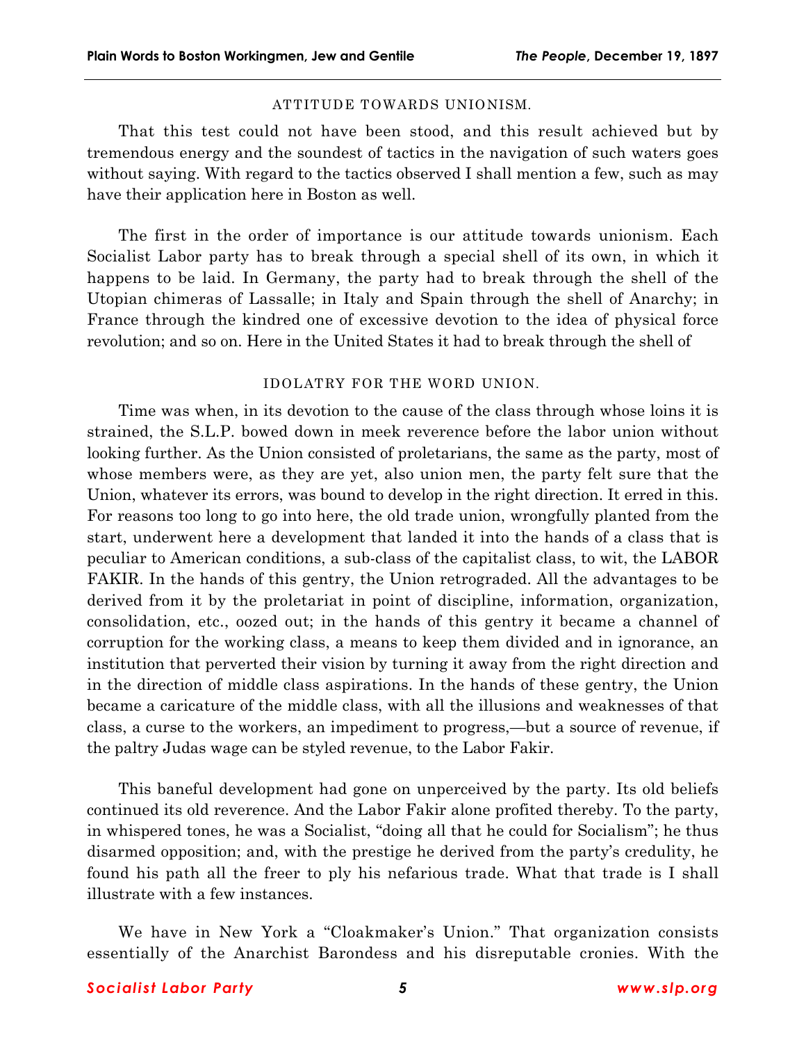### ATTITUDE TOWARDS UNIONISM.

That this test could not have been stood, and this result achieved but by tremendous energy and the soundest of tactics in the navigation of such waters goes without saying. With regard to the tactics observed I shall mention a few, such as may have their application here in Boston as well.

The first in the order of importance is our attitude towards unionism. Each Socialist Labor party has to break through a special shell of its own, in which it happens to be laid. In Germany, the party had to break through the shell of the Utopian chimeras of Lassalle; in Italy and Spain through the shell of Anarchy; in France through the kindred one of excessive devotion to the idea of physical force revolution; and so on. Here in the United States it had to break through the shell of

### IDOLATRY FOR THE WORD UNION.

Time was when, in its devotion to the cause of the class through whose loins it is strained, the S.L.P. bowed down in meek reverence before the labor union without looking further. As the Union consisted of proletarians, the same as the party, most of whose members were, as they are yet, also union men, the party felt sure that the Union, whatever its errors, was bound to develop in the right direction. It erred in this. For reasons too long to go into here, the old trade union, wrongfully planted from the start, underwent here a development that landed it into the hands of a class that is peculiar to American conditions, a sub-class of the capitalist class, to wit, the LABOR FAKIR. In the hands of this gentry, the Union retrograded. All the advantages to be derived from it by the proletariat in point of discipline, information, organization, consolidation, etc., oozed out; in the hands of this gentry it became a channel of corruption for the working class, a means to keep them divided and in ignorance, an institution that perverted their vision by turning it away from the right direction and in the direction of middle class aspirations. In the hands of these gentry, the Union became a caricature of the middle class, with all the illusions and weaknesses of that class, a curse to the workers, an impediment to progress,—but a source of revenue, if the paltry Judas wage can be styled revenue, to the Labor Fakir.

This baneful development had gone on unperceived by the party. Its old beliefs continued its old reverence. And the Labor Fakir alone profited thereby. To the party, in whispered tones, he was a Socialist, "doing all that he could for Socialism"; he thus disarmed opposition; and, with the prestige he derived from the party's credulity, he found his path all the freer to ply his nefarious trade. What that trade is I shall illustrate with a few instances.

We have in New York a "Cloakmaker's Union." That organization consists essentially of the Anarchist Barondess and his disreputable cronies. With the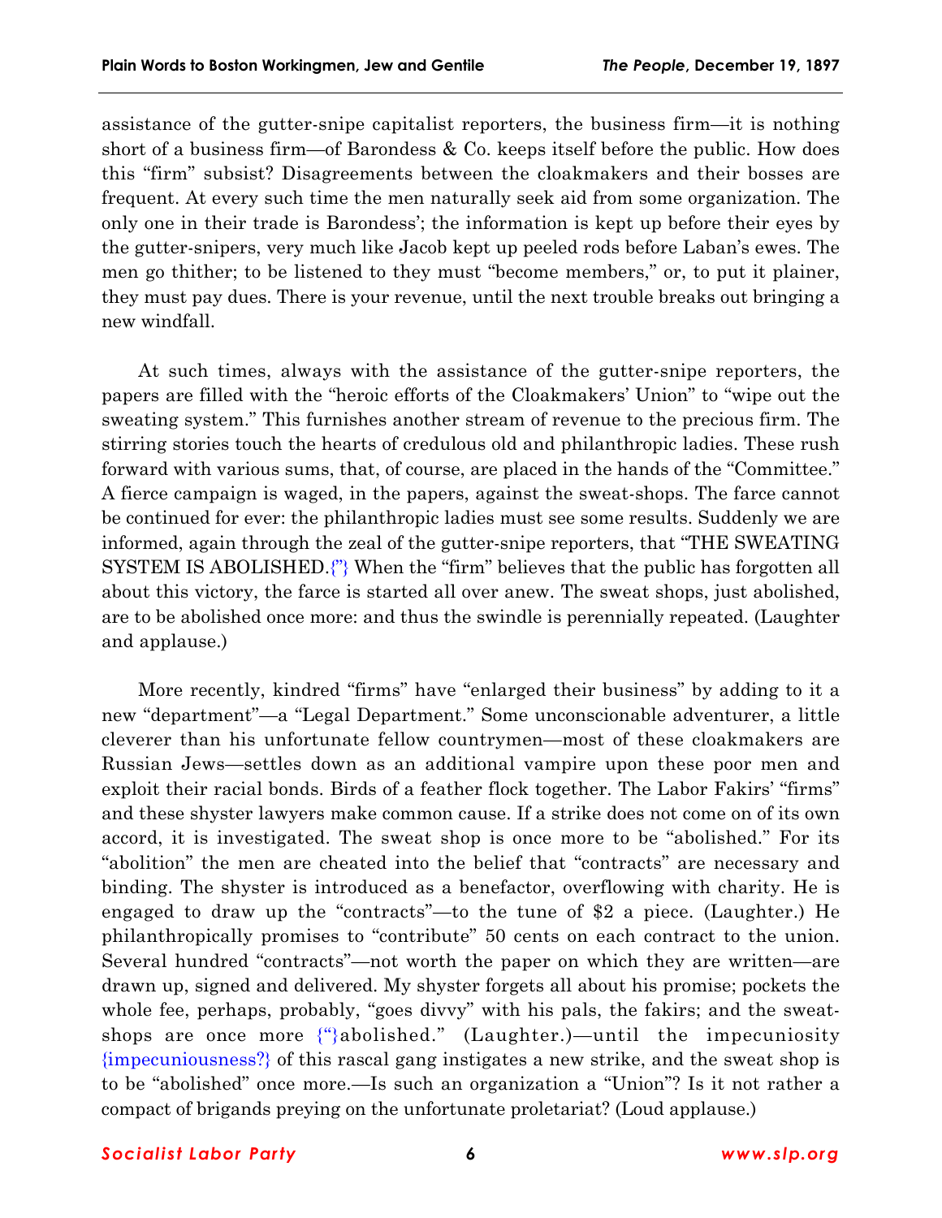assistance of the gutter-snipe capitalist reporters, the business firm—it is nothing short of a business firm—of Barondess & Co. keeps itself before the public. How does this "firm" subsist? Disagreements between the cloakmakers and their bosses are frequent. At every such time the men naturally seek aid from some organization. The only one in their trade is Barondess'; the information is kept up before their eyes by the gutter-snipers, very much like Jacob kept up peeled rods before Laban's ewes. The men go thither; to be listened to they must "become members," or, to put it plainer, they must pay dues. There is your revenue, until the next trouble breaks out bringing a new windfall.

At such times, always with the assistance of the gutter-snipe reporters, the papers are filled with the "heroic efforts of the Cloakmakers' Union" to "wipe out the sweating system." This furnishes another stream of revenue to the precious firm. The stirring stories touch the hearts of credulous old and philanthropic ladies. These rush forward with various sums, that, of course, are placed in the hands of the "Committee." A fierce campaign is waged, in the papers, against the sweat-shops. The farce cannot be continued for ever: the philanthropic ladies must see some results. Suddenly we are informed, again through the zeal of the gutter-snipe reporters, that "THE SWEATING SYSTEM IS ABOLISHED.{"} When the "firm" believes that the public has forgotten all about this victory, the farce is started all over anew. The sweat shops, just abolished, are to be abolished once more: and thus the swindle is perennially repeated. (Laughter and applause.)

More recently, kindred "firms" have "enlarged their business" by adding to it a new "department"—a "Legal Department." Some unconscionable adventurer, a little cleverer than his unfortunate fellow countrymen—most of these cloakmakers are Russian Jews—settles down as an additional vampire upon these poor men and exploit their racial bonds. Birds of a feather flock together. The Labor Fakirs' "firms" and these shyster lawyers make common cause. If a strike does not come on of its own accord, it is investigated. The sweat shop is once more to be "abolished." For its "abolition" the men are cheated into the belief that "contracts" are necessary and binding. The shyster is introduced as a benefactor, overflowing with charity. He is engaged to draw up the "contracts"—to the tune of $2 a piece. (Laughter.) He philanthropically promises to "contribute" 50 cents on each contract to the union. Several hundred "contracts"—not worth the paper on which they are written—are drawn up, signed and delivered. My shyster forgets all about his promise; pockets the whole fee, perhaps, probably, "goes divvy" with his pals, the fakirs; and the sweat-shops are once more {"}abolished." (Laughter.)—until the impecuniosity {impecuniousness?} of this rascal gang instigates a new strike, and the sweat shop is to be "abolished" once more.—Is such an organization a "Union"? Is it not rather a compact of brigands preying on the unfortunate proletariat? (Loud applause.)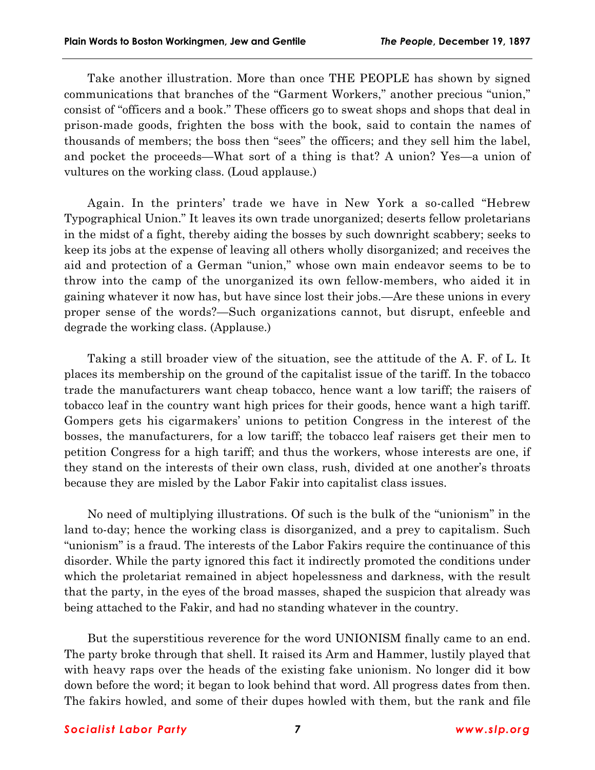Take another illustration. More than once THE PEOPLE has shown by signed communications that branches of the "Garment Workers," another precious "union," consist of "officers and a book." These officers go to sweat shops and shops that deal in prison-made goods, frighten the boss with the book, said to contain the names of thousands of members; the boss then "sees" the officers; and they sell him the label, and pocket the proceeds—What sort of a thing is that? A union? Yes—a union of vultures on the working class. (Loud applause.)

Again. In the printers' trade we have in New York a so-called "Hebrew Typographical Union." It leaves its own trade unorganized; deserts fellow proletarians in the midst of a fight, thereby aiding the bosses by such downright scabbery; seeks to keep its jobs at the expense of leaving all others wholly disorganized; and receives the aid and protection of a German "union," whose own main endeavor seems to be to throw into the camp of the unorganized its own fellow-members, who aided it in gaining whatever it now has, but have since lost their jobs.—Are these unions in every proper sense of the words?—Such organizations cannot, but disrupt, enfeeble and degrade the working class. (Applause.)

Taking a still broader view of the situation, see the attitude of the A. F. of L. It places its membership on the ground of the capitalist issue of the tariff. In the tobacco trade the manufacturers want cheap tobacco, hence want a low tariff; the raisers of tobacco leaf in the country want high prices for their goods, hence want a high tariff. Gompers gets his cigarmakers' unions to petition Congress in the interest of the bosses, the manufacturers, for a low tariff; the tobacco leaf raisers get their men to petition Congress for a high tariff; and thus the workers, whose interests are one, if they stand on the interests of their own class, rush, divided at one another's throats because they are misled by the Labor Fakir into capitalist class issues.

No need of multiplying illustrations. Of such is the bulk of the "unionism" in the land to-day; hence the working class is disorganized, and a prey to capitalism. Such "unionism" is a fraud. The interests of the Labor Fakirs require the continuance of this disorder. While the party ignored this fact it indirectly promoted the conditions under which the proletariat remained in abject hopelessness and darkness, with the result that the party, in the eyes of the broad masses, shaped the suspicion that already was being attached to the Fakir, and had no standing whatever in the country.

But the superstitious reverence for the word UNIONISM finally came to an end. The party broke through that shell. It raised its Arm and Hammer, lustily played that with heavy raps over the heads of the existing fake unionism. No longer did it bow down before the word; it began to look behind that word. All progress dates from then. The fakirs howled, and some of their dupes howled with them, but the rank and file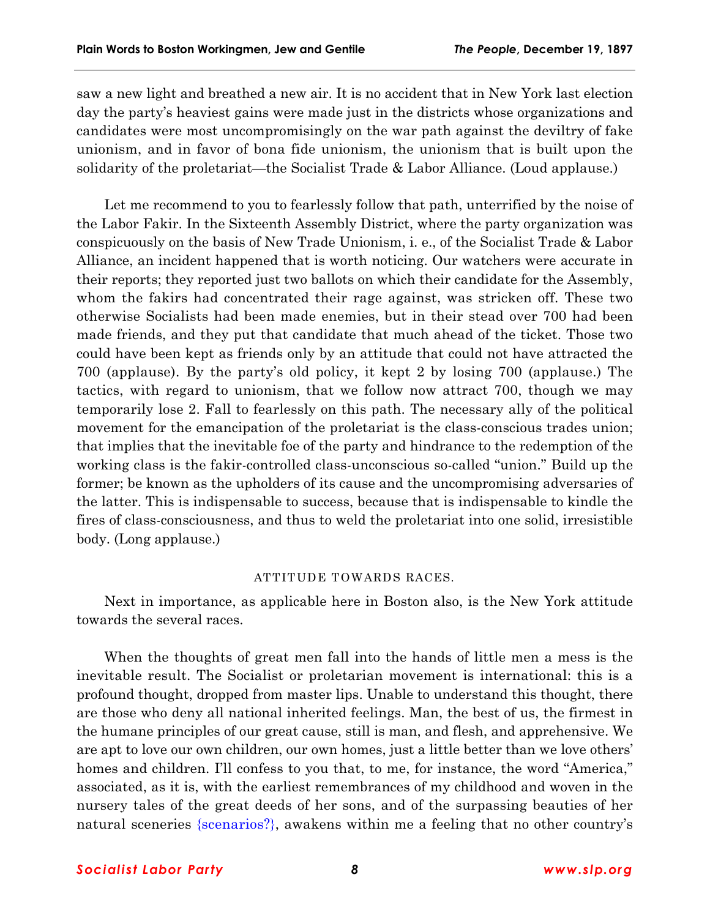saw a new light and breathed a new air. It is no accident that in New York last election day the party's heaviest gains were made just in the districts whose organizations and candidates were most uncompromisingly on the war path against the deviltry of fake unionism, and in favor of bona fide unionism, the unionism that is built upon the solidarity of the proletariat—the Socialist Trade & Labor Alliance. (Loud applause.)

Let me recommend to you to fearlessly follow that path, unterrified by the noise of the Labor Fakir. In the Sixteenth Assembly District, where the party organization was conspicuously on the basis of New Trade Unionism, i. e., of the Socialist Trade & Labor Alliance, an incident happened that is worth noticing. Our watchers were accurate in their reports; they reported just two ballots on which their candidate for the Assembly, whom the fakirs had concentrated their rage against, was stricken off. These two otherwise Socialists had been made enemies, but in their stead over 700 had been made friends, and they put that candidate that much ahead of the ticket. Those two could have been kept as friends only by an attitude that could not have attracted the 700 (applause). By the party's old policy, it kept 2 by losing 700 (applause.) The tactics, with regard to unionism, that we follow now attract 700, though we may temporarily lose 2. Fall to fearlessly on this path. The necessary ally of the political movement for the emancipation of the proletariat is the class-conscious trades union; that implies that the inevitable foe of the party and hindrance to the redemption of the working class is the fakir-controlled class-unconscious so-called "union." Build up the former; be known as the upholders of its cause and the uncompromising adversaries of the latter. This is indispensable to success, because that is indispensable to kindle the fires of class-consciousness, and thus to weld the proletariat into one solid, irresistible body. (Long applause.)

### ATTITUDE TOWARDS RACES.

Next in importance, as applicable here in Boston also, is the New York attitude towards the several races.

When the thoughts of great men fall into the hands of little men a mess is the inevitable result. The Socialist or proletarian movement is international: this is a profound thought, dropped from master lips. Unable to understand this thought, there are those who deny all national inherited feelings. Man, the best of us, the firmest in the humane principles of our great cause, still is man, and flesh, and apprehensive. We are apt to love our own children, our own homes, just a little better than we love others' homes and children. I'll confess to you that, to me, for instance, the word "America," associated, as it is, with the earliest remembrances of my childhood and woven in the nursery tales of the great deeds of her sons, and of the surpassing beauties of her natural sceneries {scenarios?}, awakens within me a feeling that no other country's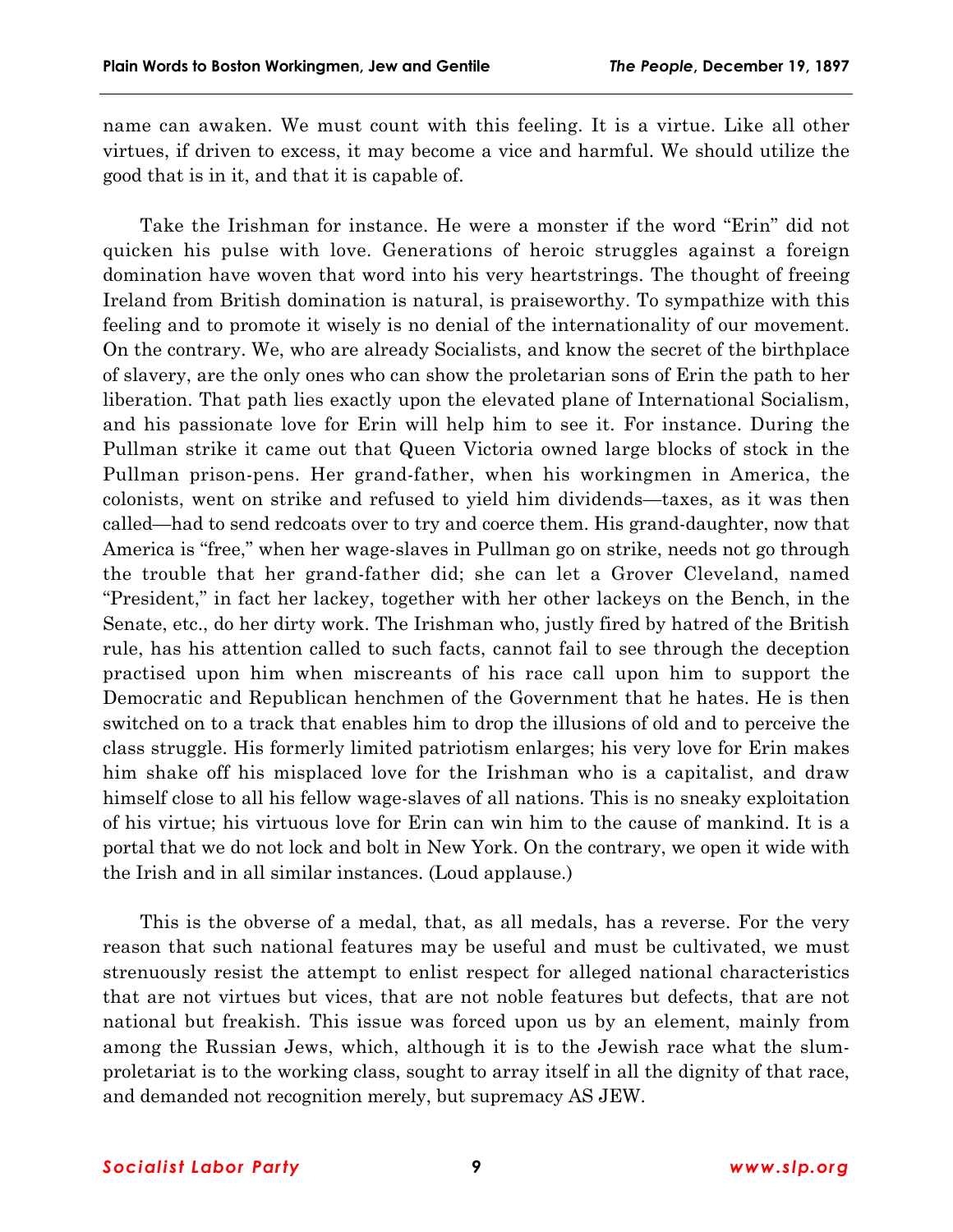name can awaken. We must count with this feeling. It is a virtue. Like all other virtues, if driven to excess, it may become a vice and harmful. We should utilize the good that is in it, and that it is capable of.

Take the Irishman for instance. He were a monster if the word "Erin" did not quicken his pulse with love. Generations of heroic struggles against a foreign domination have woven that word into his very heartstrings. The thought of freeing Ireland from British domination is natural, is praiseworthy. To sympathize with this feeling and to promote it wisely is no denial of the internationality of our movement. On the contrary. We, who are already Socialists, and know the secret of the birthplace of slavery, are the only ones who can show the proletarian sons of Erin the path to her liberation. That path lies exactly upon the elevated plane of International Socialism, and his passionate love for Erin will help him to see it. For instance. During the Pullman strike it came out that Queen Victoria owned large blocks of stock in the Pullman prison-pens. Her grand-father, when his workingmen in America, the colonists, went on strike and refused to yield him dividends—taxes, as it was then called—had to send redcoats over to try and coerce them. His grand-daughter, now that America is "free," when her wage-slaves in Pullman go on strike, needs not go through the trouble that her grand-father did; she can let a Grover Cleveland, named "President," in fact her lackey, together with her other lackeys on the Bench, in the Senate, etc., do her dirty work. The Irishman who, justly fired by hatred of the British rule, has his attention called to such facts, cannot fail to see through the deception practised upon him when miscreants of his race call upon him to support the Democratic and Republican henchmen of the Government that he hates. He is then switched on to a track that enables him to drop the illusions of old and to perceive the class struggle. His formerly limited patriotism enlarges; his very love for Erin makes him shake off his misplaced love for the Irishman who is a capitalist, and draw himself close to all his fellow wage-slaves of all nations. This is no sneaky exploitation of his virtue; his virtuous love for Erin can win him to the cause of mankind. It is a portal that we do not lock and bolt in New York. On the contrary, we open it wide with the Irish and in all similar instances. (Loud applause.)

This is the obverse of a medal, that, as all medals, has a reverse. For the very reason that such national features may be useful and must be cultivated, we must strenuously resist the attempt to enlist respect for alleged national characteristics that are not virtues but vices, that are not noble features but defects, that are not national but freakish. This issue was forced upon us by an element, mainly from among the Russian Jews, which, although it is to the Jewish race what the slum-proletariat is to the working class, sought to array itself in all the dignity of that race, and demanded not recognition merely, but supremacy AS JEW.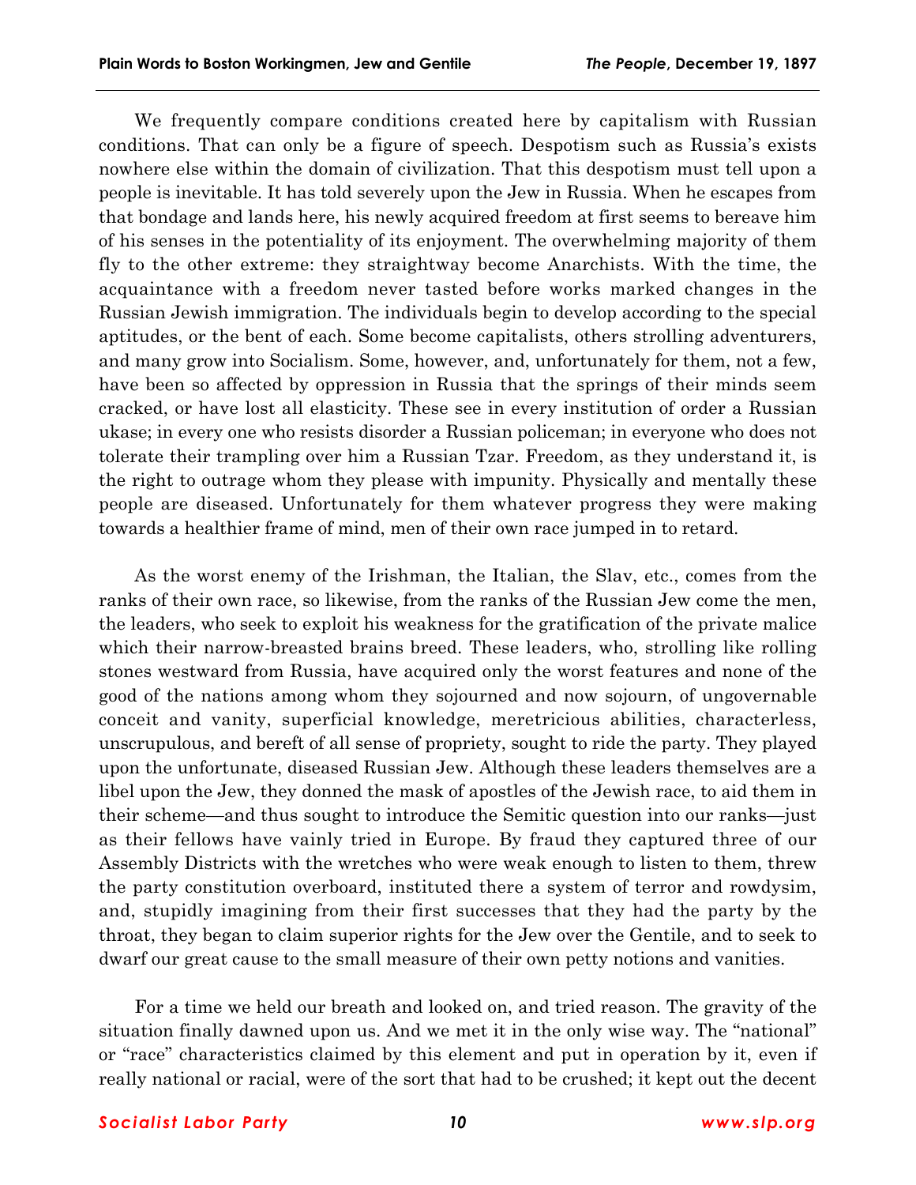We frequently compare conditions created here by capitalism with Russian conditions. That can only be a figure of speech. Despotism such as Russia's exists nowhere else within the domain of civilization. That this despotism must tell upon a people is inevitable. It has told severely upon the Jew in Russia. When he escapes from that bondage and lands here, his newly acquired freedom at first seems to bereave him of his senses in the potentiality of its enjoyment. The overwhelming majority of them fly to the other extreme: they straightway become Anarchists. With the time, the acquaintance with a freedom never tasted before works marked changes in the Russian Jewish immigration. The individuals begin to develop according to the special aptitudes, or the bent of each. Some become capitalists, others strolling adventurers, and many grow into Socialism. Some, however, and, unfortunately for them, not a few, have been so affected by oppression in Russia that the springs of their minds seem cracked, or have lost all elasticity. These see in every institution of order a Russian ukase; in every one who resists disorder a Russian policeman; in everyone who does not tolerate their trampling over him a Russian Tzar. Freedom, as they understand it, is the right to outrage whom they please with impunity. Physically and mentally these people are diseased. Unfortunately for them whatever progress they were making towards a healthier frame of mind, men of their own race jumped in to retard.

As the worst enemy of the Irishman, the Italian, the Slav, etc., comes from the ranks of their own race, so likewise, from the ranks of the Russian Jew come the men, the leaders, who seek to exploit his weakness for the gratification of the private malice which their narrow-breasted brains breed. These leaders, who, strolling like rolling stones westward from Russia, have acquired only the worst features and none of the good of the nations among whom they sojourned and now sojourn, of ungovernable conceit and vanity, superficial knowledge, meretricious abilities, characterless, unscrupulous, and bereft of all sense of propriety, sought to ride the party. They played upon the unfortunate, diseased Russian Jew. Although these leaders themselves are a libel upon the Jew, they donned the mask of apostles of the Jewish race, to aid them in their scheme—and thus sought to introduce the Semitic question into our ranks—just as their fellows have vainly tried in Europe. By fraud they captured three of our Assembly Districts with the wretches who were weak enough to listen to them, threw the party constitution overboard, instituted there a system of terror and rowdysim, and, stupidly imagining from their first successes that they had the party by the throat, they began to claim superior rights for the Jew over the Gentile, and to seek to dwarf our great cause to the small measure of their own petty notions and vanities.

For a time we held our breath and looked on, and tried reason. The gravity of the situation finally dawned upon us. And we met it in the only wise way. The "national" or "race" characteristics claimed by this element and put in operation by it, even if really national or racial, were of the sort that had to be crushed; it kept out the decent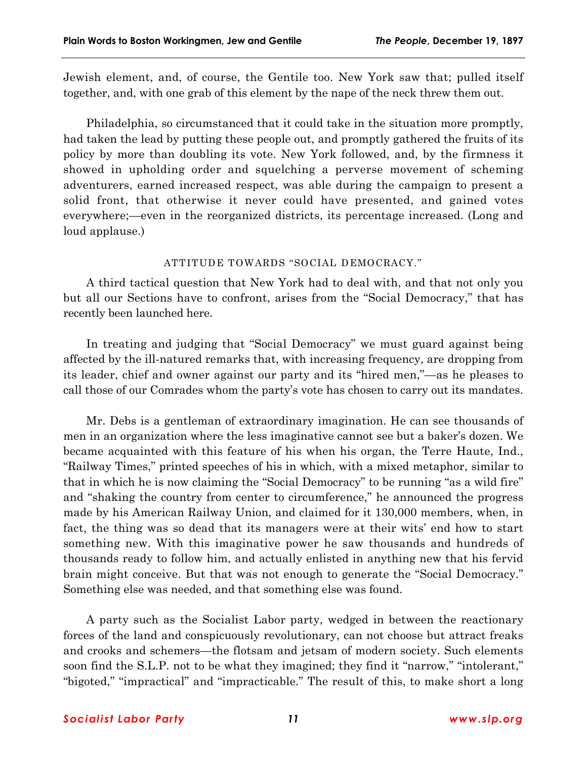Jewish element, and, of course, the Gentile too. New York saw that; pulled itself together, and, with one grab of this element by the nape of the neck threw them out.

Philadelphia, so circumstanced that it could take in the situation more promptly, had taken the lead by putting these people out, and promptly gathered the fruits of its policy by more than doubling its vote. New York followed, and, by the firmness it showed in upholding order and squelching a perverse movement of scheming adventurers, earned increased respect, was able during the campaign to present a solid front, that otherwise it never could have presented, and gained votes everywhere;—even in the reorganized districts, its percentage increased. (Long and loud applause.)

### ATTITUDE TOWARDS "SOCIAL DEMOCRACY."

A third tactical question that New York had to deal with, and that not only you but all our Sections have to confront, arises from the "Social Democracy," that has recently been launched here.

In treating and judging that "Social Democracy" we must guard against being affected by the ill-natured remarks that, with increasing frequency, are dropping from its leader, chief and owner against our party and its "hired men,"—as he pleases to call those of our Comrades whom the party's vote has chosen to carry out its mandates.

Mr. Debs is a gentleman of extraordinary imagination. He can see thousands of men in an organization where the less imaginative cannot see but a baker's dozen. We became acquainted with this feature of his when his organ, the Terre Haute, Ind., "Railway Times," printed speeches of his in which, with a mixed metaphor, similar to that in which he is now claiming the "Social Democracy" to be running "as a wild fire" and "shaking the country from center to circumference," he announced the progress made by his American Railway Union, and claimed for it 130,000 members, when, in fact, the thing was so dead that its managers were at their wits' end how to start something new. With this imaginative power he saw thousands and hundreds of thousands ready to follow him, and actually enlisted in anything new that his fervid brain might conceive. But that was not enough to generate the "Social Democracy." Something else was needed, and that something else was found.

A party such as the Socialist Labor party, wedged in between the reactionary forces of the land and conspicuously revolutionary, can not choose but attract freaks and crooks and schemers—the flotsam and jetsam of modern society. Such elements soon find the S.L.P. not to be what they imagined; they find it "narrow," "intolerant," "bigoted," "impractical" and "impracticable." The result of this, to make short a long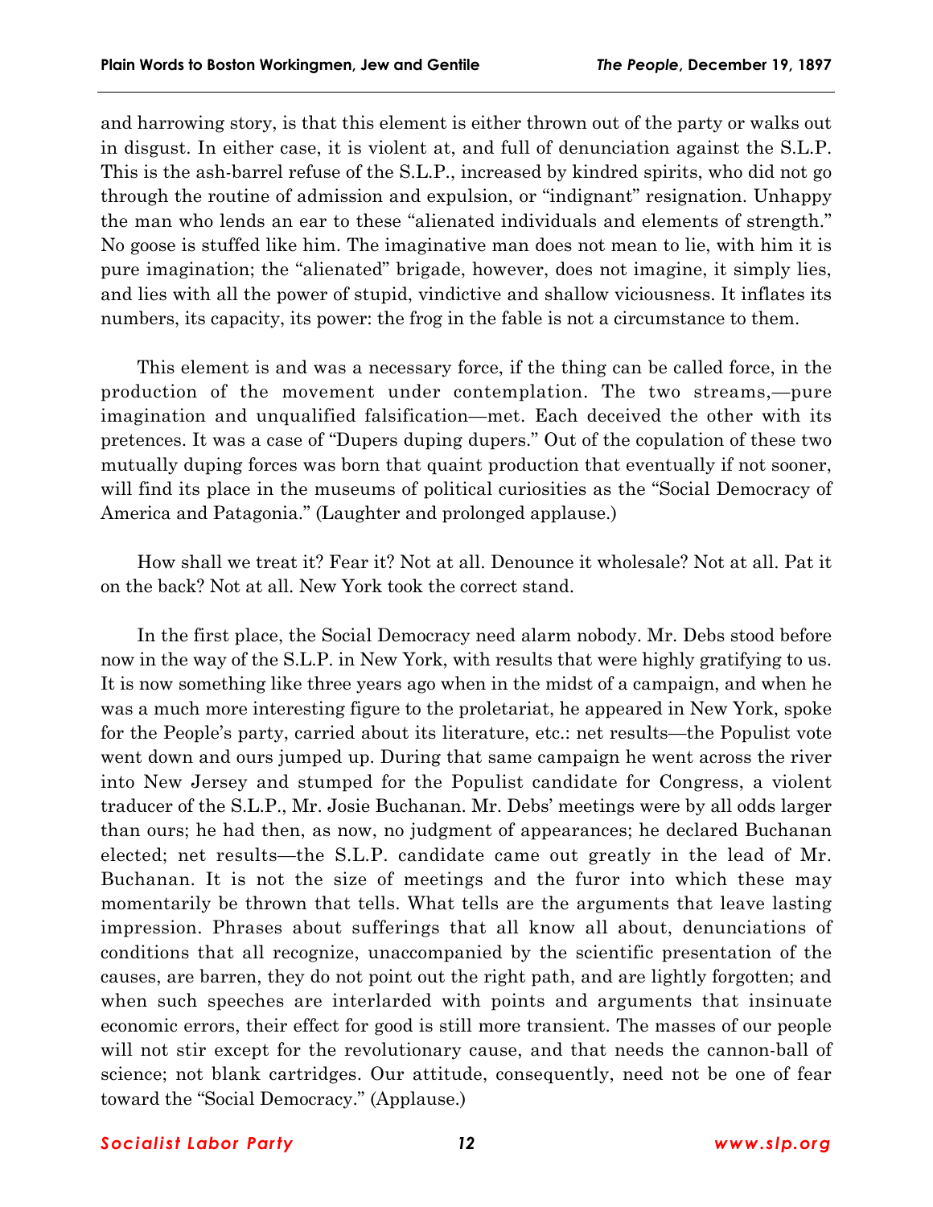and harrowing story, is that this element is either thrown out of the party or walks out in disgust. In either case, it is violent at, and full of denunciation against the S.L.P. This is the ash-barrel refuse of the S.L.P., increased by kindred spirits, who did not go through the routine of admission and expulsion, or "indignant" resignation. Unhappy the man who lends an ear to these "alienated individuals and elements of strength." No goose is stuffed like him. The imaginative man does not mean to lie, with him it is pure imagination; the "alienated" brigade, however, does not imagine, it simply lies, and lies with all the power of stupid, vindictive and shallow viciousness. It inflates its numbers, its capacity, its power: the frog in the fable is not a circumstance to them.

This element is and was a necessary force, if the thing can be called force, in the production of the movement under contemplation. The two streams,—pure imagination and unqualified falsification—met. Each deceived the other with its pretences. It was a case of "Dupers duping dupers." Out of the copulation of these two mutually duping forces was born that quaint production that eventually if not sooner, will find its place in the museums of political curiosities as the "Social Democracy of America and Patagonia." (Laughter and prolonged applause.)

How shall we treat it? Fear it? Not at all. Denounce it wholesale? Not at all. Pat it on the back? Not at all. New York took the correct stand.

In the first place, the Social Democracy need alarm nobody. Mr. Debs stood before now in the way of the S.L.P. in New York, with results that were highly gratifying to us. It is now something like three years ago when in the midst of a campaign, and when he was a much more interesting figure to the proletariat, he appeared in New York, spoke for the People's party, carried about its literature, etc.: net results—the Populist vote went down and ours jumped up. During that same campaign he went across the river into New Jersey and stumped for the Populist candidate for Congress, a violent traducer of the S.L.P., Mr. Josie Buchanan. Mr. Debs' meetings were by all odds larger than ours; he had then, as now, no judgment of appearances; he declared Buchanan elected; net results—the S.L.P. candidate came out greatly in the lead of Mr. Buchanan. It is not the size of meetings and the furor into which these may momentarily be thrown that tells. What tells are the arguments that leave lasting impression. Phrases about sufferings that all know all about, denunciations of conditions that all recognize, unaccompanied by the scientific presentation of the causes, are barren, they do not point out the right path, and are lightly forgotten; and when such speeches are interlarded with points and arguments that insinuate economic errors, their effect for good is still more transient. The masses of our people will not stir except for the revolutionary cause, and that needs the cannon-ball of science; not blank cartridges. Our attitude, consequently, need not be one of fear toward the "Social Democracy." (Applause.)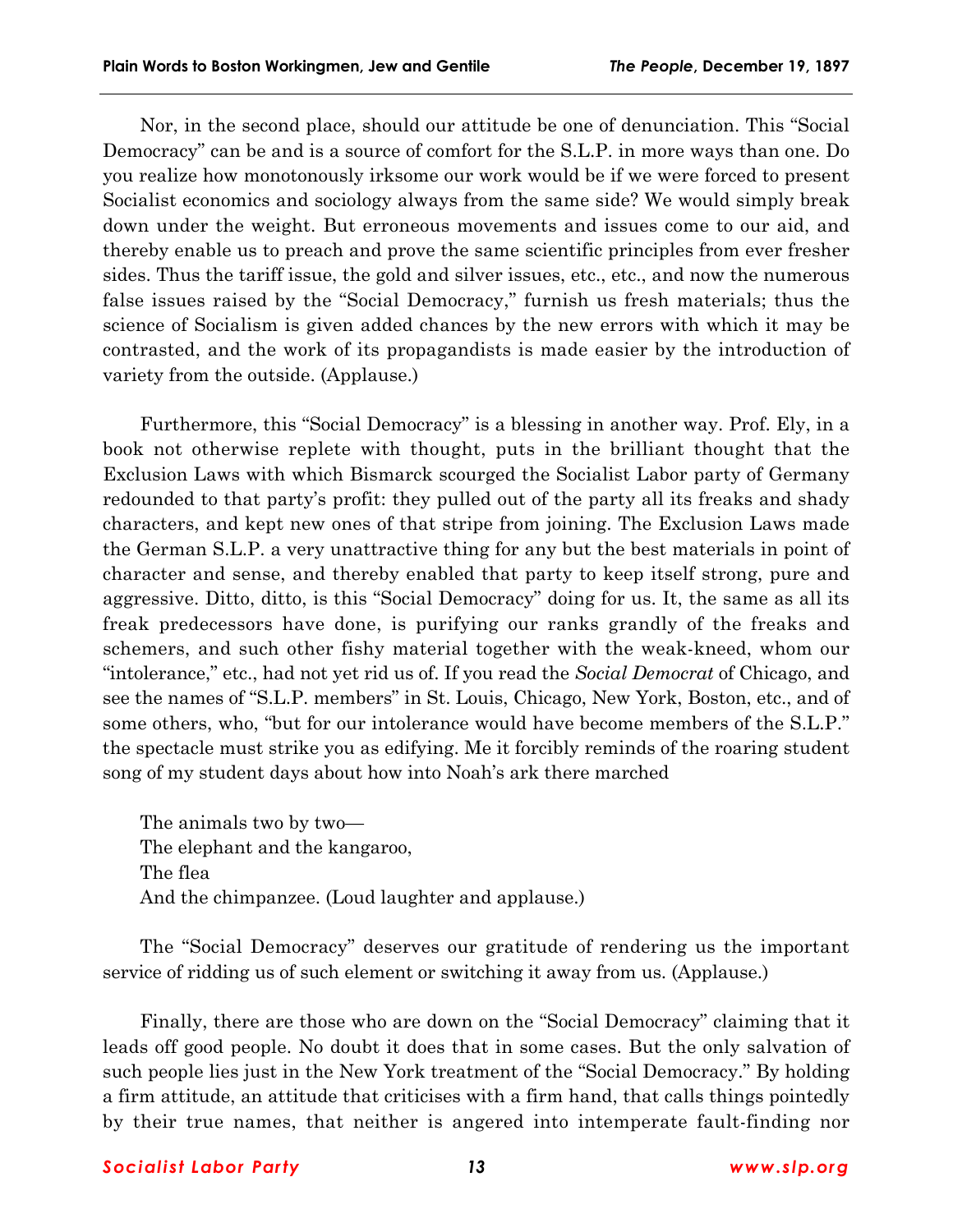Nor, in the second place, should our attitude be one of denunciation. This "Social Democracy" can be and is a source of comfort for the S.L.P. in more ways than one. Do you realize how monotonously irksome our work would be if we were forced to present Socialist economics and sociology always from the same side? We would simply break down under the weight. But erroneous movements and issues come to our aid, and thereby enable us to preach and prove the same scientific principles from ever fresher sides. Thus the tariff issue, the gold and silver issues, etc., etc., and now the numerous false issues raised by the "Social Democracy," furnish us fresh materials; thus the science of Socialism is given added chances by the new errors with which it may be contrasted, and the work of its propagandists is made easier by the introduction of variety from the outside. (Applause.)

Furthermore, this "Social Democracy" is a blessing in another way. Prof. Ely, in a book not otherwise replete with thought, puts in the brilliant thought that the Exclusion Laws with which Bismarck scourged the Socialist Labor party of Germany redounded to that party's profit: they pulled out of the party all its freaks and shady characters, and kept new ones of that stripe from joining. The Exclusion Laws made the German S.L.P. a very unattractive thing for any but the best materials in point of character and sense, and thereby enabled that party to keep itself strong, pure and aggressive. Ditto, ditto, is this "Social Democracy" doing for us. It, the same as all its freak predecessors have done, is purifying our ranks grandly of the freaks and schemers, and such other fishy material together with the weak-kneed, whom our "intolerance," etc., had not yet rid us of. If you read the *Social Democrat* of Chicago, and see the names of "S.L.P. members" in St. Louis, Chicago, New York, Boston, etc., and of some others, who, "but for our intolerance would have become members of the S.L.P." the spectacle must strike you as edifying. Me it forcibly reminds of the roaring student song of my student days about how into Noah's ark there marched

> The animals two by two—
> The elephant and the kangaroo,
> The flea
> And the chimpanzee. (Loud laughter and applause.)

The "Social Democracy" deserves our gratitude of rendering us the important service of ridding us of such element or switching it away from us. (Applause.)

Finally, there are those who are down on the "Social Democracy" claiming that it leads off good people. No doubt it does that in some cases. But the only salvation of such people lies just in the New York treatment of the "Social Democracy." By holding a firm attitude, an attitude that criticises with a firm hand, that calls things pointedly by their true names, that neither is angered into intemperate fault-finding nor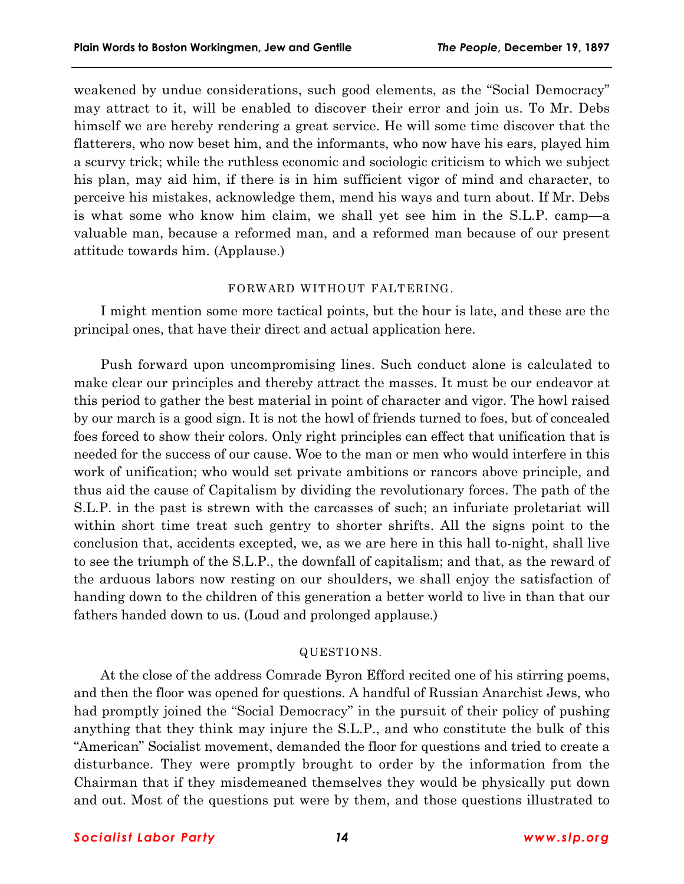weakened by undue considerations, such good elements, as the "Social Democracy" may attract to it, will be enabled to discover their error and join us. To Mr. Debs himself we are hereby rendering a great service. He will some time discover that the flatterers, who now beset him, and the informants, who now have his ears, played him a scurvy trick; while the ruthless economic and sociologic criticism to which we subject his plan, may aid him, if there is in him sufficient vigor of mind and character, to perceive his mistakes, acknowledge them, mend his ways and turn about. If Mr. Debs is what some who know him claim, we shall yet see him in the S.L.P. camp—a valuable man, because a reformed man, and a reformed man because of our present attitude towards him. (Applause.)

### FORWARD WITHOUT FALTERING.

I might mention some more tactical points, but the hour is late, and these are the principal ones, that have their direct and actual application here.

Push forward upon uncompromising lines. Such conduct alone is calculated to make clear our principles and thereby attract the masses. It must be our endeavor at this period to gather the best material in point of character and vigor. The howl raised by our march is a good sign. It is not the howl of friends turned to foes, but of concealed foes forced to show their colors. Only right principles can effect that unification that is needed for the success of our cause. Woe to the man or men who would interfere in this work of unification; who would set private ambitions or rancors above principle, and thus aid the cause of Capitalism by dividing the revolutionary forces. The path of the S.L.P. in the past is strewn with the carcasses of such; an infuriate proletariat will within short time treat such gentry to shorter shrifts. All the signs point to the conclusion that, accidents excepted, we, as we are here in this hall to-night, shall live to see the triumph of the S.L.P., the downfall of capitalism; and that, as the reward of the arduous labors now resting on our shoulders, we shall enjoy the satisfaction of handing down to the children of this generation a better world to live in than that our fathers handed down to us. (Loud and prolonged applause.)

### QUESTIONS.

At the close of the address Comrade Byron Efford recited one of his stirring poems, and then the floor was opened for questions. A handful of Russian Anarchist Jews, who had promptly joined the "Social Democracy" in the pursuit of their policy of pushing anything that they think may injure the S.L.P., and who constitute the bulk of this "American" Socialist movement, demanded the floor for questions and tried to create a disturbance. They were promptly brought to order by the information from the Chairman that if they misdemeaned themselves they would be physically put down and out. Most of the questions put were by them, and those questions illustrated to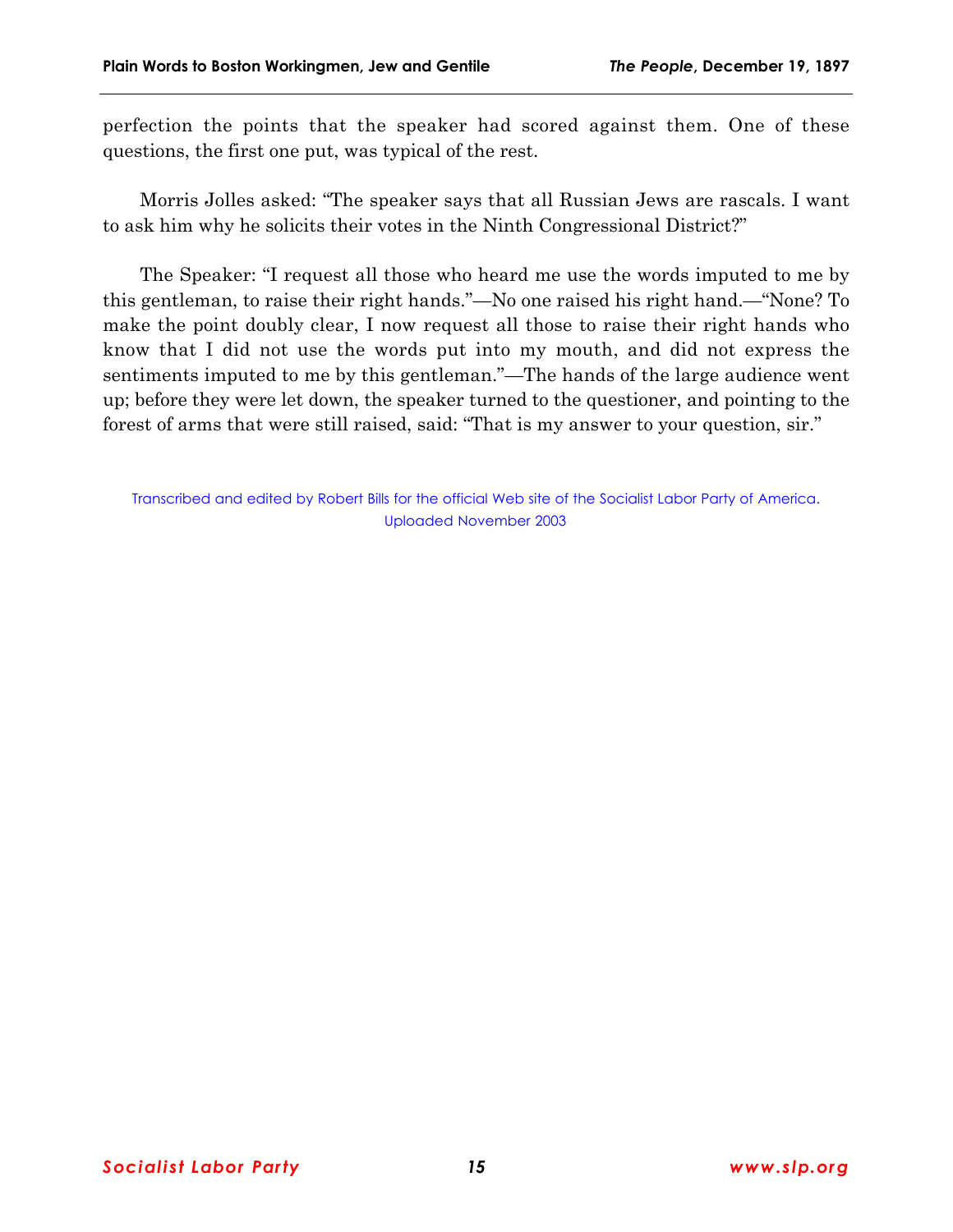perfection the points that the speaker had scored against them. One of these questions, the first one put, was typical of the rest.

Morris Jolles asked: "The speaker says that all Russian Jews are rascals. I want to ask him why he solicits their votes in the Ninth Congressional District?"

The Speaker: "I request all those who heard me use the words imputed to me by this gentleman, to raise their right hands."—No one raised his right hand.—"None? To make the point doubly clear, I now request all those to raise their right hands who know that I did not use the words put into my mouth, and did not express the sentiments imputed to me by this gentleman."—The hands of the large audience went up; before they were let down, the speaker turned to the questioner, and pointing to the forest of arms that were still raised, said: "That is my answer to your question, sir."

Transcribed and edited by Robert Bills for the official Web site of the Socialist Labor Party of America.
Uploaded November 2003